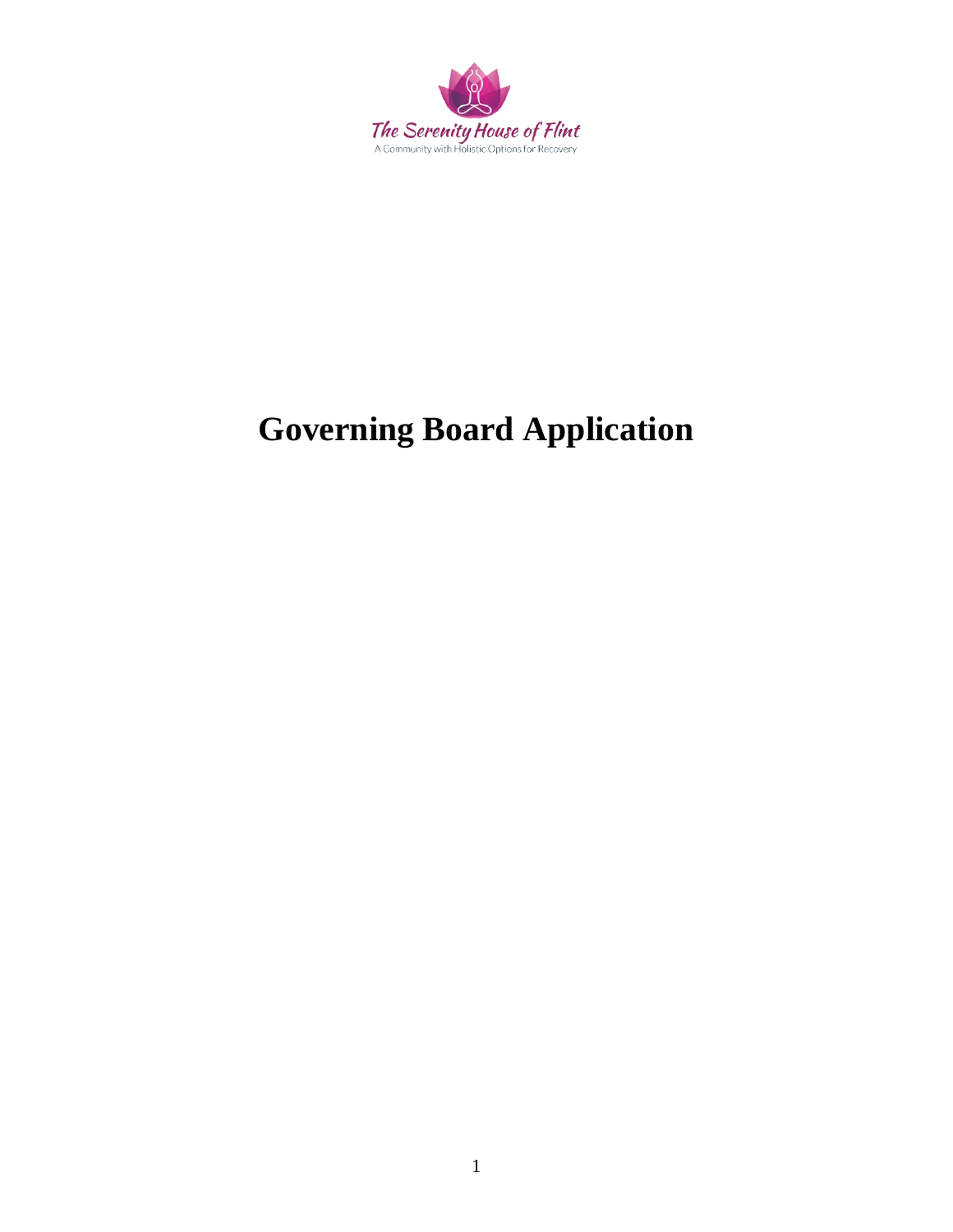The Serenity House of Flint

A Community with Holistic Options for Recovery

# Governing Board Application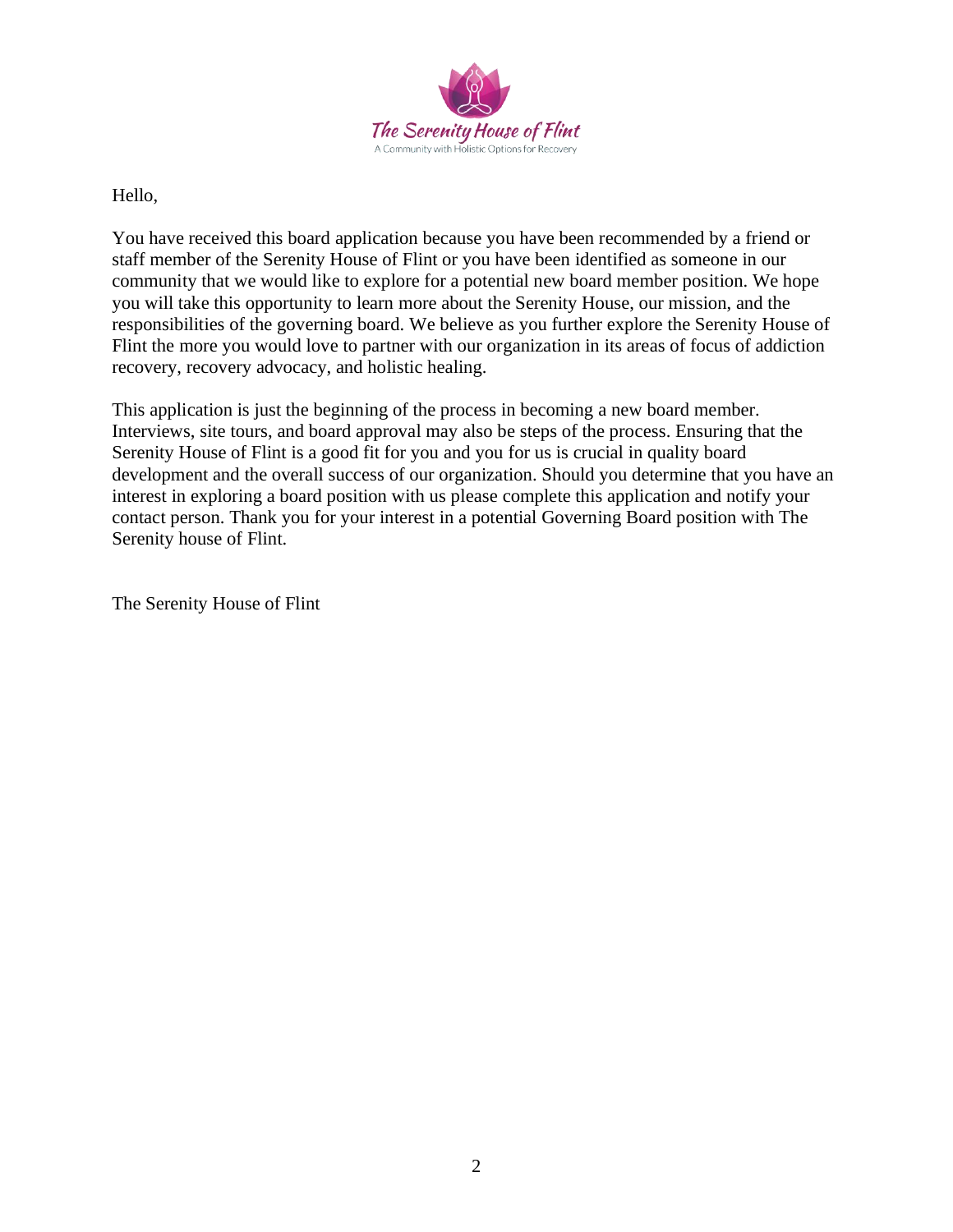The Serenity House of Flint

A Community with Holistic Options for Recovery

Hello,

You have received this board application because you have been recommended by a friend or staff member of the Serenity House of Flint or you have been identified as someone in our community that we would like to explore for a potential new board member position. We hope you will take this opportunity to learn more about the Serenity House, our mission, and the responsibilities of the governing board. We believe as you further explore the Serenity House of Flint the more you would love to partner with our organization in its areas of focus of addiction recovery, recovery advocacy, and holistic healing.

This application is just the beginning of the process in becoming a new board member. Interviews, site tours, and board approval may also be steps of the process. Ensuring that the Serenity House of Flint is a good fit for you and you for us is crucial in quality board development and the overall success of our organization. Should you determine that you have an interest in exploring a board position with us please complete this application and notify your contact person. Thank you for your interest in a potential Governing Board position with The Serenity house of Flint.

The Serenity House of Flint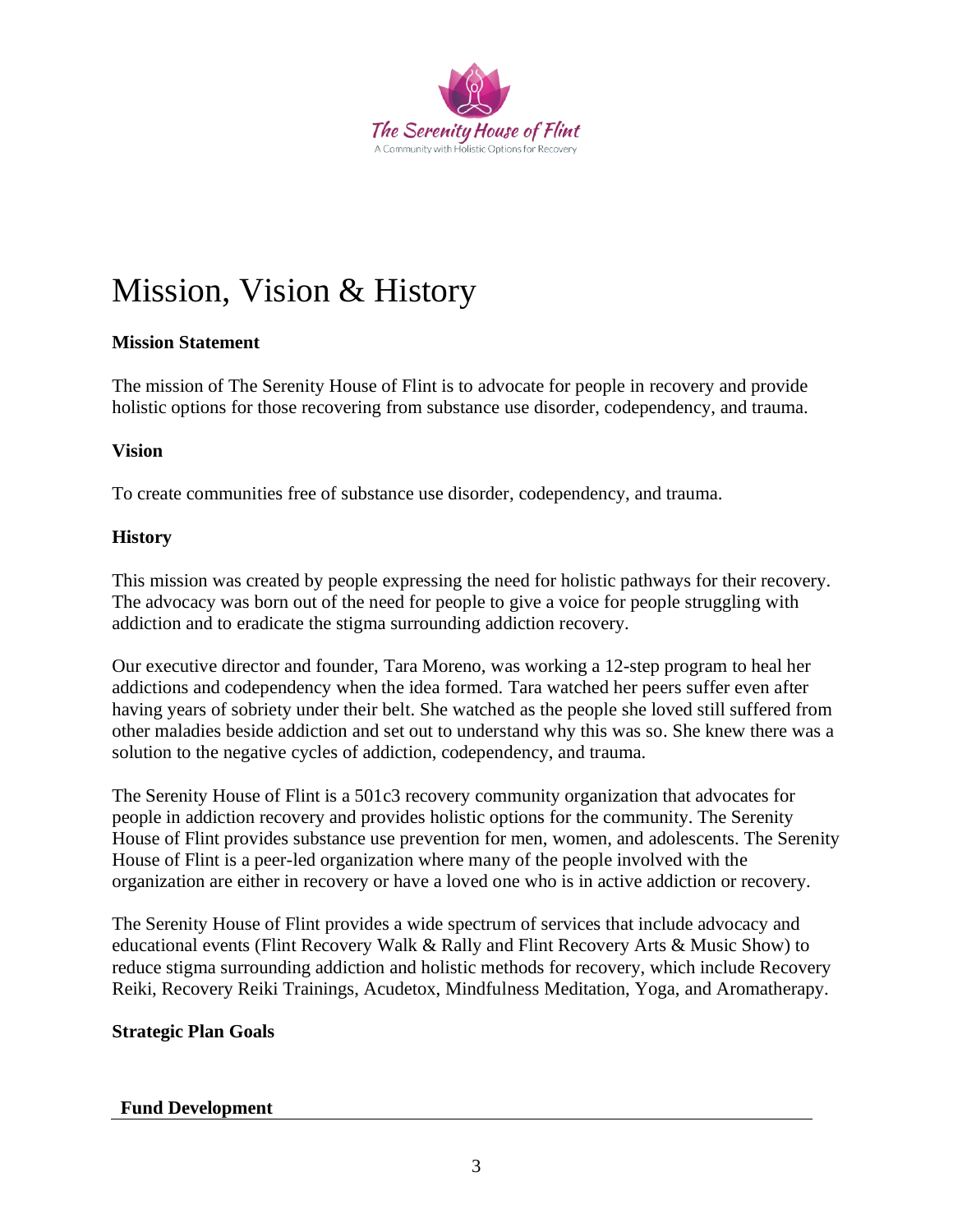# Mission, Vision & History

**Mission Statement**

The mission of The Serenity House of Flint is to advocate for people in recovery and provide holistic options for those recovering from substance use disorder, codependency, and trauma.

**Vision**

To create communities free of substance use disorder, codependency, and trauma.

**History**

This mission was created by people expressing the need for holistic pathways for their recovery. The advocacy was born out of the need for people to give a voice for people struggling with addiction and to eradicate the stigma surrounding addiction recovery.

Our executive director and founder, Tara Moreno, was working a 12-step program to heal her addictions and codependency when the idea formed. Tara watched her peers suffer even after having years of sobriety under their belt. She watched as the people she loved still suffered from other maladies beside addiction and set out to understand why this was so. She knew there was a solution to the negative cycles of addiction, codependency, and trauma.

The Serenity House of Flint is a 501c3 recovery community organization that advocates for people in addiction recovery and provides holistic options for the community. The Serenity House of Flint provides substance use prevention for men, women, and adolescents. The Serenity House of Flint is a peer-led organization where many of the people involved with the organization are either in recovery or have a loved one who is in active addiction or recovery.

The Serenity House of Flint provides a wide spectrum of services that include advocacy and educational events (Flint Recovery Walk & Rally and Flint Recovery Arts & Music Show) to reduce stigma surrounding addiction and holistic methods for recovery, which include Recovery Reiki, Recovery Reiki Trainings, Acudetox, Mindfulness Meditation, Yoga, and Aromatherapy.

**Strategic Plan Goals**

**Fund Development**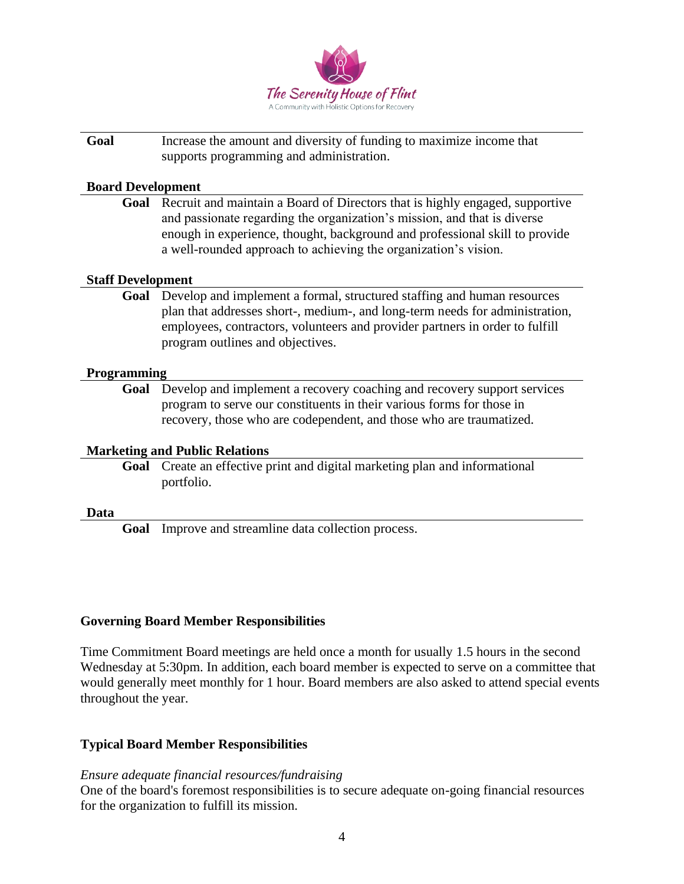**Goal** Increase the amount and diversity of funding to maximize income that supports programming and administration.

**Board Development**

**Goal** Recruit and maintain a Board of Directors that is highly engaged, supportive and passionate regarding the organization's mission, and that is diverse enough in experience, thought, background and professional skill to provide a well-rounded approach to achieving the organization's vision.

**Staff Development**

**Goal** Develop and implement a formal, structured staffing and human resources plan that addresses short-, medium-, and long-term needs for administration, employees, contractors, volunteers and provider partners in order to fulfill program outlines and objectives.

**Programming**

**Goal** Develop and implement a recovery coaching and recovery support services program to serve our constituents in their various forms for those in recovery, those who are codependent, and those who are traumatized.

**Marketing and Public Relations**

**Goal** Create an effective print and digital marketing plan and informational portfolio.

**Data**

**Goal** Improve and streamline data collection process.

## Governing Board Member Responsibilities

Time Commitment Board meetings are held once a month for usually 1.5 hours in the second Wednesday at 5:30pm. In addition, each board member is expected to serve on a committee that would generally meet monthly for 1 hour. Board members are also asked to attend special events throughout the year.

## Typical Board Member Responsibilities

*Ensure adequate financial resources/fundraising*

One of the board's foremost responsibilities is to secure adequate on-going financial resources for the organization to fulfill its mission.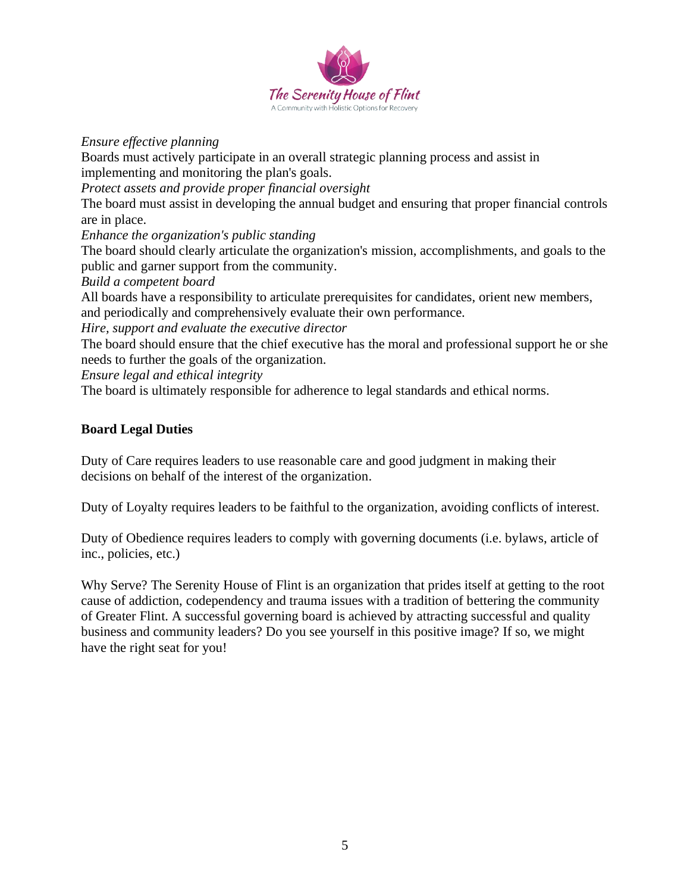*Ensure effective planning*

Boards must actively participate in an overall strategic planning process and assist in implementing and monitoring the plan's goals.

*Protect assets and provide proper financial oversight*

The board must assist in developing the annual budget and ensuring that proper financial controls are in place.

*Enhance the organization's public standing*

The board should clearly articulate the organization's mission, accomplishments, and goals to the public and garner support from the community.

*Build a competent board*

All boards have a responsibility to articulate prerequisites for candidates, orient new members, and periodically and comprehensively evaluate their own performance.

*Hire, support and evaluate the executive director*

The board should ensure that the chief executive has the moral and professional support he or she needs to further the goals of the organization.

*Ensure legal and ethical integrity*

The board is ultimately responsible for adherence to legal standards and ethical norms.

**Board Legal Duties**

Duty of Care requires leaders to use reasonable care and good judgment in making their decisions on behalf of the interest of the organization.

Duty of Loyalty requires leaders to be faithful to the organization, avoiding conflicts of interest.

Duty of Obedience requires leaders to comply with governing documents (i.e. bylaws, article of inc., policies, etc.)

Why Serve? The Serenity House of Flint is an organization that prides itself at getting to the root cause of addiction, codependency and trauma issues with a tradition of bettering the community of Greater Flint. A successful governing board is achieved by attracting successful and quality business and community leaders? Do you see yourself in this positive image? If so, we might have the right seat for you!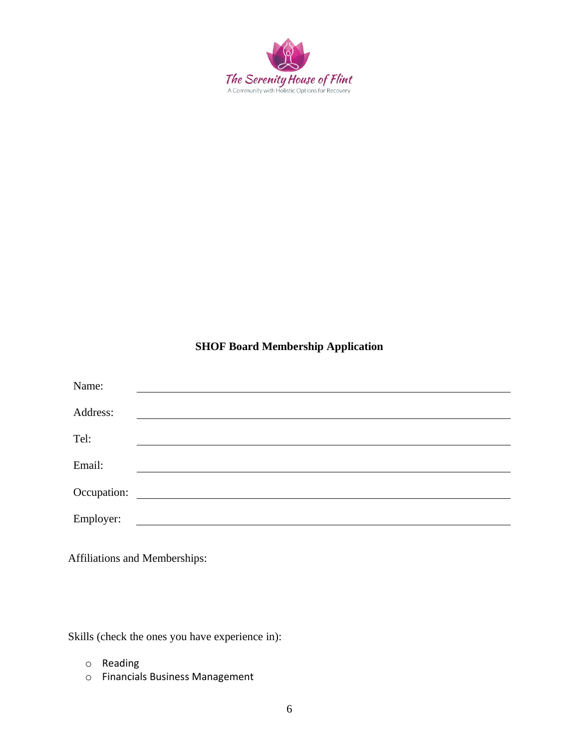The Serenity House of Flint

A Community with Holistic Options for Recovery

**SHOF Board Membership Application**

Name: \_\_\_\_\_\_\_\_\_\_\_\_\_\_\_\_\_\_\_\_\_\_\_\_\_\_\_\_\_\_\_\_\_\_\_\_\_\_\_\_

Address: \_\_\_\_\_\_\_\_\_\_\_\_\_\_\_\_\_\_\_\_\_\_\_\_\_\_\_\_\_\_\_\_\_\_\_\_\_\_\_\_

Tel: \_\_\_\_\_\_\_\_\_\_\_\_\_\_\_\_\_\_\_\_\_\_\_\_\_\_\_\_\_\_\_\_\_\_\_\_\_\_\_\_

Email: \_\_\_\_\_\_\_\_\_\_\_\_\_\_\_\_\_\_\_\_\_\_\_\_\_\_\_\_\_\_\_\_\_\_\_\_\_\_\_\_

Occupation: \_\_\_\_\_\_\_\_\_\_\_\_\_\_\_\_\_\_\_\_\_\_\_\_\_\_\_\_\_\_\_\_\_\_\_\_\_\_\_\_

Employer: \_\_\_\_\_\_\_\_\_\_\_\_\_\_\_\_\_\_\_\_\_\_\_\_\_\_\_\_\_\_\_\_\_\_\_\_\_\_\_\_

Affiliations and Memberships:

Skills (check the ones you have experience in):

- ☐ Reading
- ☐ Financials Business Management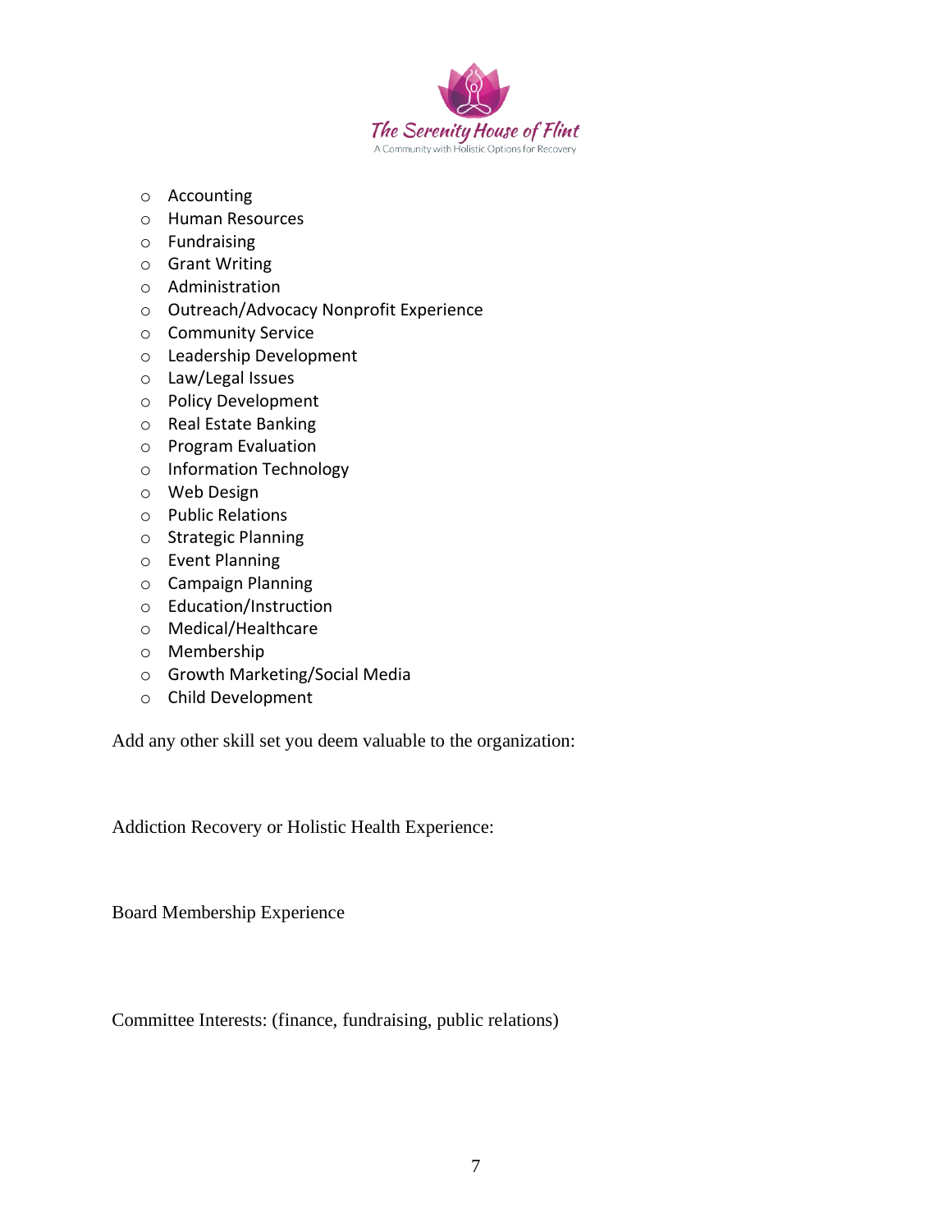- Accounting
- Human Resources
- Fundraising
- Grant Writing
- Administration
- Outreach/Advocacy Nonprofit Experience
- Community Service
- Leadership Development
- Law/Legal Issues
- Policy Development
- Real Estate Banking
- Program Evaluation
- Information Technology
- Web Design
- Public Relations
- Strategic Planning
- Event Planning
- Campaign Planning
- Education/Instruction
- Medical/Healthcare
- Membership
- Growth Marketing/Social Media
- Child Development

Add any other skill set you deem valuable to the organization:

Addiction Recovery or Holistic Health Experience:

Board Membership Experience

Committee Interests: (finance, fundraising, public relations)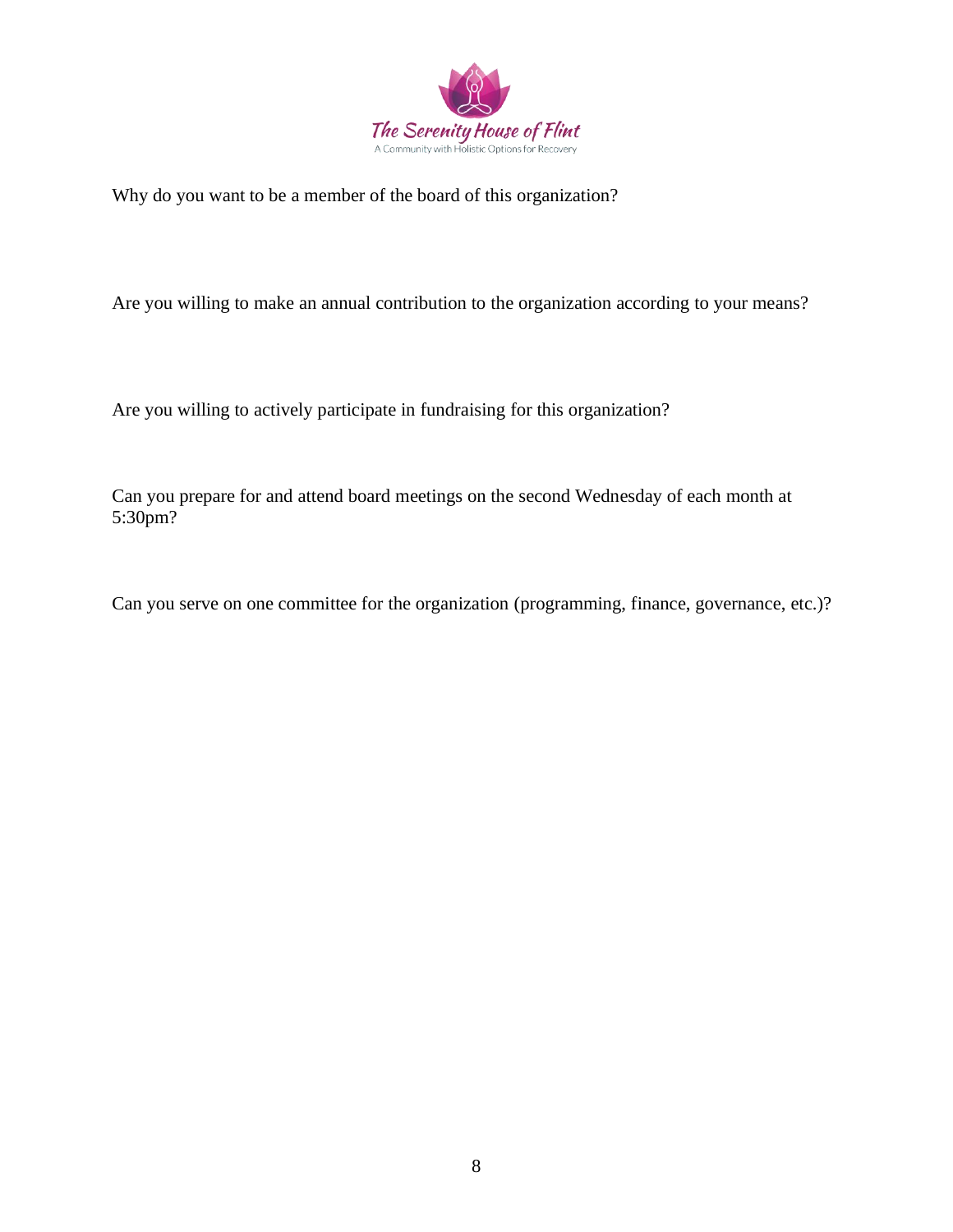The Serenity House of Flint

A Community with Holistic Options for Recovery

Why do you want to be a member of the board of this organization?

Are you willing to make an annual contribution to the organization according to your means?

Are you willing to actively participate in fundraising for this organization?

Can you prepare for and attend board meetings on the second Wednesday of each month at 5:30pm?

Can you serve on one committee for the organization (programming, finance, governance, etc.)?